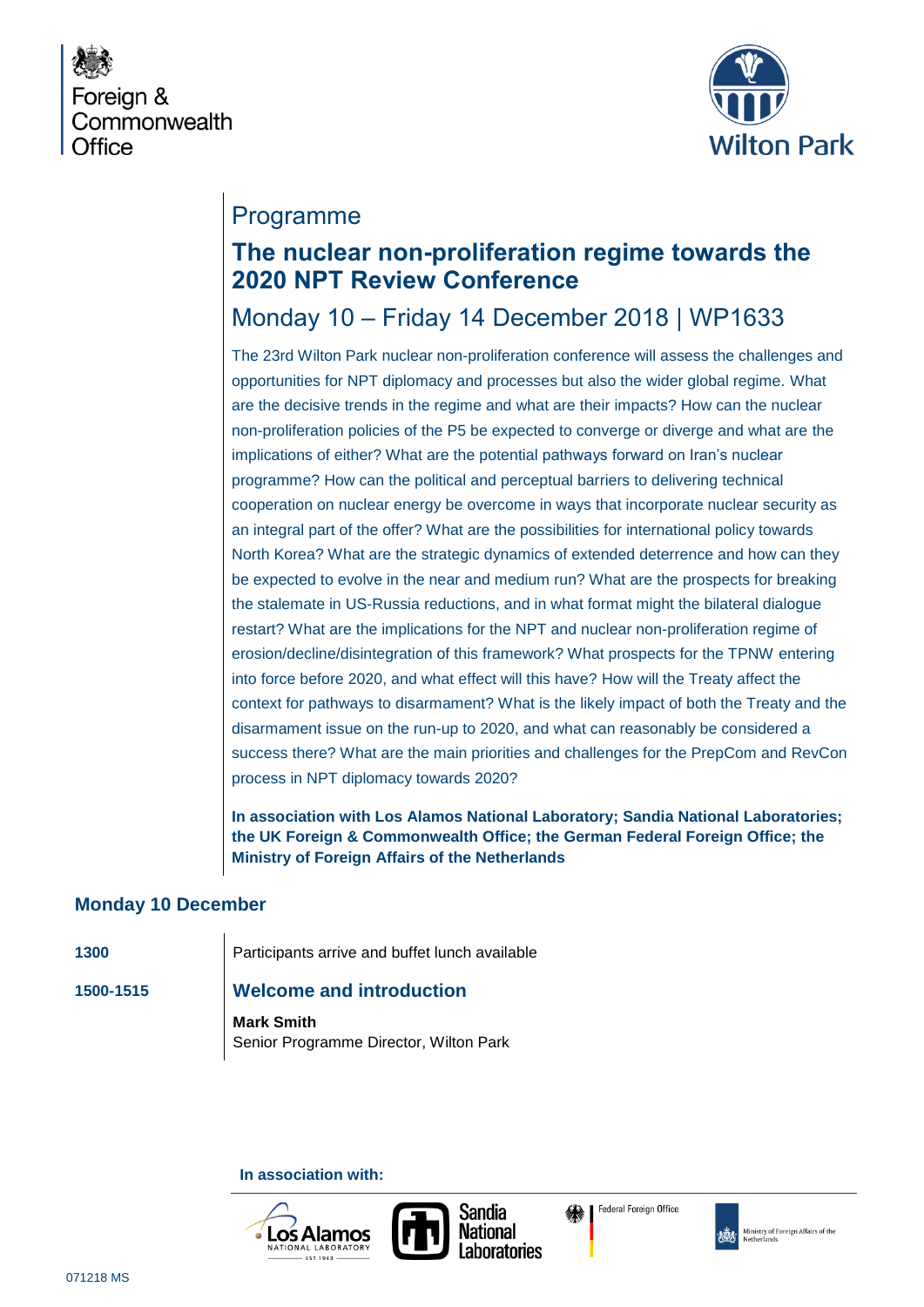Foreign & Commonwealth Office

Wilton Park

# Programme

## The nuclear non-proliferation regime towards the 2020 NPT Review Conference

### Monday 10 – Friday 14 December 2018 | WP1633

The 23rd Wilton Park nuclear non-proliferation conference will assess the challenges and opportunities for NPT diplomacy and processes but also the wider global regime. What are the decisive trends in the regime and what are their impacts? How can the nuclear non-proliferation policies of the P5 be expected to converge or diverge and what are the implications of either? What are the potential pathways forward on Iran's nuclear programme? How can the political and perceptual barriers to delivering technical cooperation on nuclear energy be overcome in ways that incorporate nuclear security as an integral part of the offer? What are the possibilities for international policy towards North Korea? What are the strategic dynamics of extended deterrence and how can they be expected to evolve in the near and medium run? What are the prospects for breaking the stalemate in US-Russia reductions, and in what format might the bilateral dialogue restart? What are the implications for the NPT and nuclear non-proliferation regime of erosion/decline/disintegration of this framework? What prospects for the TPNW entering into force before 2020, and what effect will this have? How will the Treaty affect the context for pathways to disarmament? What is the likely impact of both the Treaty and the disarmament issue on the run-up to 2020, and what can reasonably be considered a success there? What are the main priorities and challenges for the PrepCom and RevCon process in NPT diplomacy towards 2020?

**In association with Los Alamos National Laboratory; Sandia National Laboratories; the UK Foreign & Commonwealth Office; the German Federal Foreign Office; the Ministry of Foreign Affairs of the Netherlands**

## Monday 10 December

**1300** Participants arrive and buffet lunch available

**1500-1515** **Welcome and introduction**

**Mark Smith**
Senior Programme Director, Wilton Park

**In association with:**

Los Alamos National Laboratory | Sandia National Laboratories | Federal Foreign Office | Ministry of Foreign Affairs of the Netherlands

071218 MS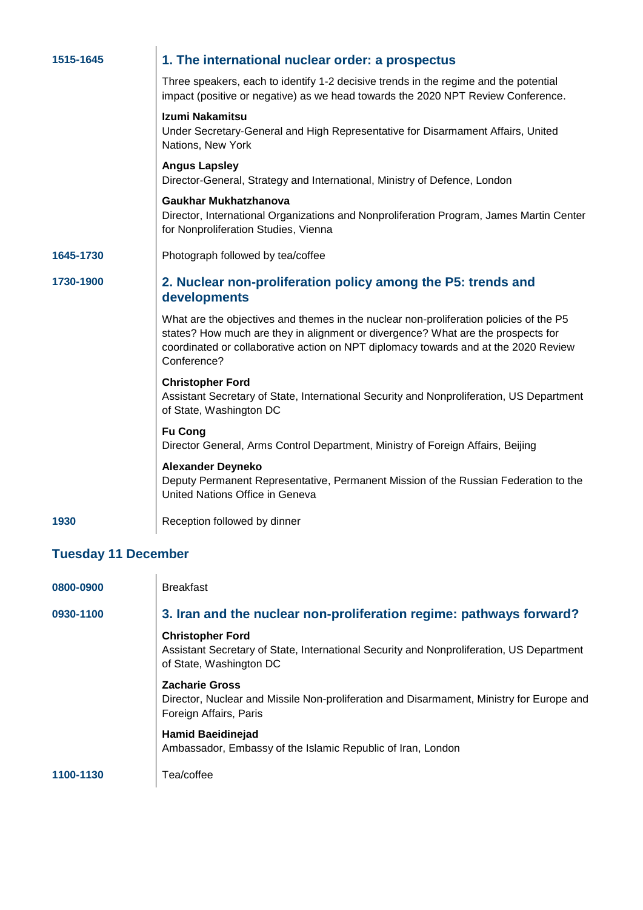**1515-1645**

## 1. The international nuclear order: a prospectus

Three speakers, each to identify 1-2 decisive trends in the regime and the potential impact (positive or negative) as we head towards the 2020 NPT Review Conference.

**Izumi Nakamitsu**
Under Secretary-General and High Representative for Disarmament Affairs, United Nations, New York

**Angus Lapsley**
Director-General, Strategy and International, Ministry of Defence, London

**Gaukhar Mukhatzhanova**
Director, International Organizations and Nonproliferation Program, James Martin Center for Nonproliferation Studies, Vienna

**1645-1730**

Photograph followed by tea/coffee

**1730-1900**

## 2. Nuclear non-proliferation policy among the P5: trends and developments

What are the objectives and themes in the nuclear non-proliferation policies of the P5 states? How much are they in alignment or divergence? What are the prospects for coordinated or collaborative action on NPT diplomacy towards and at the 2020 Review Conference?

**Christopher Ford**
Assistant Secretary of State, International Security and Nonproliferation, US Department of State, Washington DC

**Fu Cong**
Director General, Arms Control Department, Ministry of Foreign Affairs, Beijing

**Alexander Deyneko**
Deputy Permanent Representative, Permanent Mission of the Russian Federation to the United Nations Office in Geneva

**1930**

Reception followed by dinner

# Tuesday 11 December

**0800-0900**

Breakfast

**0930-1100**

## 3. Iran and the nuclear non-proliferation regime: pathways forward?

**Christopher Ford**
Assistant Secretary of State, International Security and Nonproliferation, US Department of State, Washington DC

**Zacharie Gross**
Director, Nuclear and Missile Non-proliferation and Disarmament, Ministry for Europe and Foreign Affairs, Paris

**Hamid Baeidinejad**
Ambassador, Embassy of the Islamic Republic of Iran, London

**1100-1130**

Tea/coffee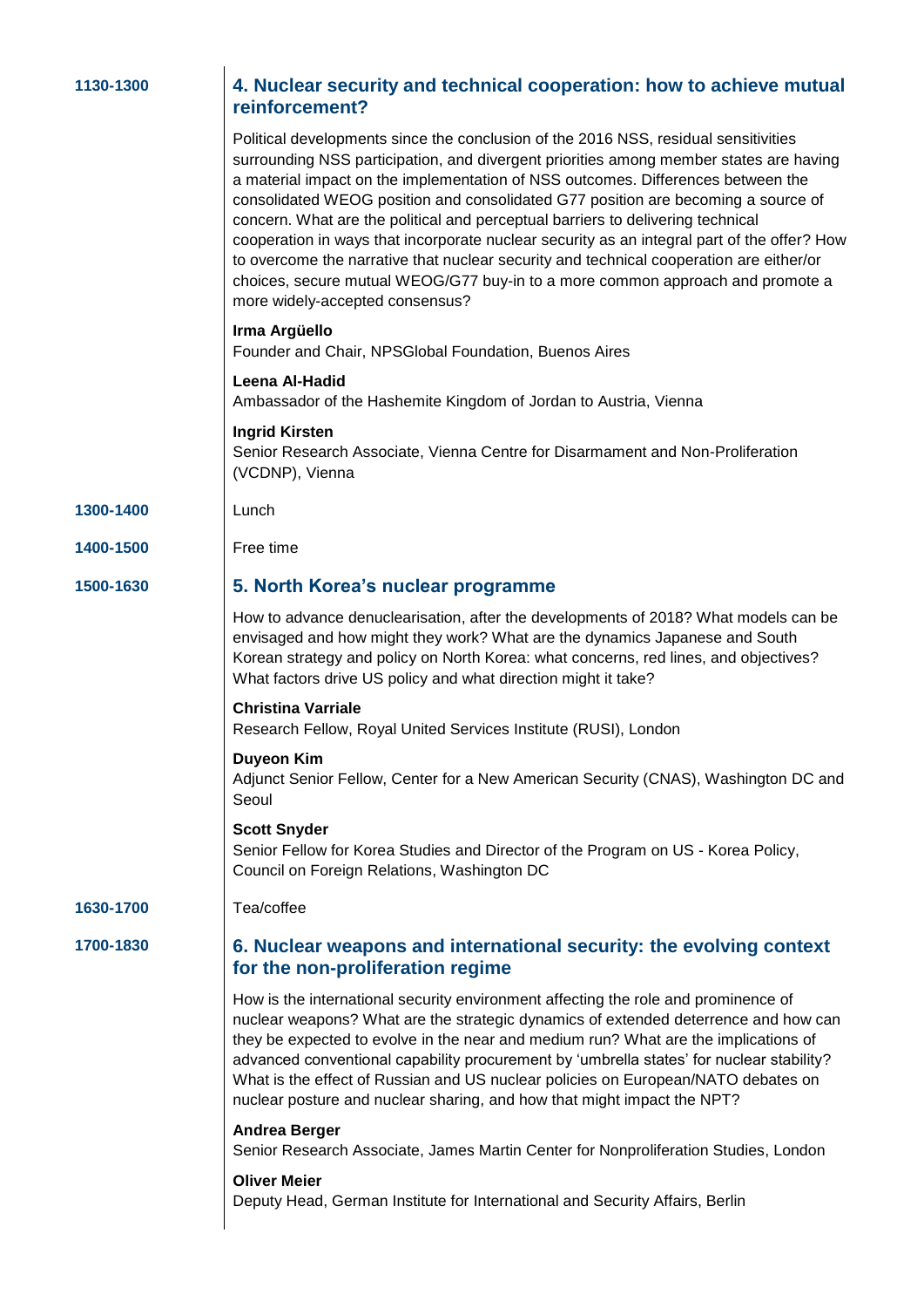**1130-1300**

## 4. Nuclear security and technical cooperation: how to achieve mutual reinforcement?

Political developments since the conclusion of the 2016 NSS, residual sensitivities surrounding NSS participation, and divergent priorities among member states are having a material impact on the implementation of NSS outcomes. Differences between the consolidated WEOG position and consolidated G77 position are becoming a source of concern. What are the political and perceptual barriers to delivering technical cooperation in ways that incorporate nuclear security as an integral part of the offer? How to overcome the narrative that nuclear security and technical cooperation are either/or choices, secure mutual WEOG/G77 buy-in to a more common approach and promote a more widely-accepted consensus?

**Irma Argüello**
Founder and Chair, NPSGlobal Foundation, Buenos Aires

**Leena Al-Hadid**
Ambassador of the Hashemite Kingdom of Jordan to Austria, Vienna

**Ingrid Kirsten**
Senior Research Associate, Vienna Centre for Disarmament and Non-Proliferation (VCDNP), Vienna

**1300-1400**

Lunch

**1400-1500**

Free time

**1500-1630**

## 5. North Korea's nuclear programme

How to advance denuclearisation, after the developments of 2018? What models can be envisaged and how might they work? What are the dynamics Japanese and South Korean strategy and policy on North Korea: what concerns, red lines, and objectives? What factors drive US policy and what direction might it take?

**Christina Varriale**
Research Fellow, Royal United Services Institute (RUSI), London

**Duyeon Kim**
Adjunct Senior Fellow, Center for a New American Security (CNAS), Washington DC and Seoul

**Scott Snyder**
Senior Fellow for Korea Studies and Director of the Program on US - Korea Policy, Council on Foreign Relations, Washington DC

**1630-1700**

Tea/coffee

**1700-1830**

## 6. Nuclear weapons and international security: the evolving context for the non-proliferation regime

How is the international security environment affecting the role and prominence of nuclear weapons? What are the strategic dynamics of extended deterrence and how can they be expected to evolve in the near and medium run? What are the implications of advanced conventional capability procurement by 'umbrella states' for nuclear stability? What is the effect of Russian and US nuclear policies on European/NATO debates on nuclear posture and nuclear sharing, and how that might impact the NPT?

**Andrea Berger**
Senior Research Associate, James Martin Center for Nonproliferation Studies, London

**Oliver Meier**
Deputy Head, German Institute for International and Security Affairs, Berlin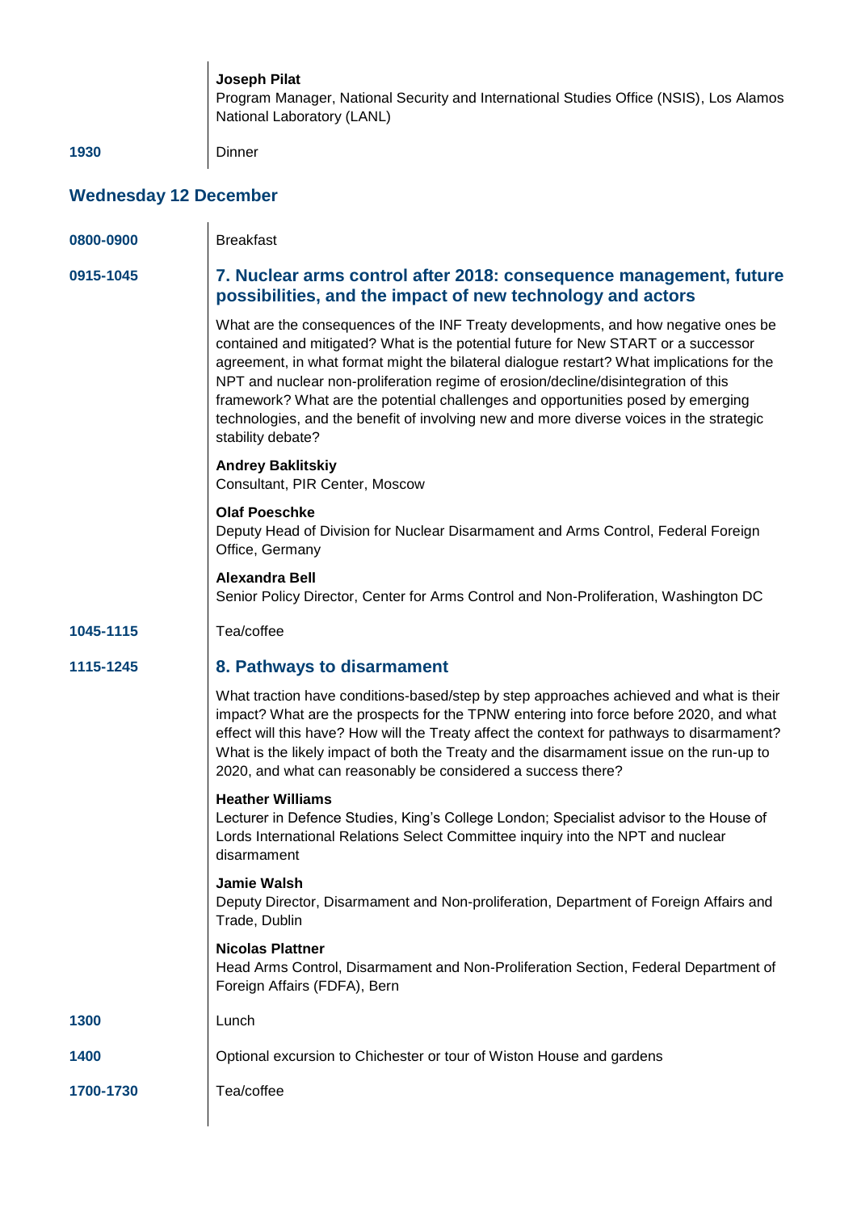**Joseph Pilat**
Program Manager, National Security and International Studies Office (NSIS), Los Alamos National Laboratory (LANL)

**1930** Dinner

## Wednesday 12 December

**0800-0900** Breakfast

**0915-1045**

### 7. Nuclear arms control after 2018: consequence management, future possibilities, and the impact of new technology and actors

What are the consequences of the INF Treaty developments, and how negative ones be contained and mitigated? What is the potential future for New START or a successor agreement, in what format might the bilateral dialogue restart? What implications for the NPT and nuclear non-proliferation regime of erosion/decline/disintegration of this framework? What are the potential challenges and opportunities posed by emerging technologies, and the benefit of involving new and more diverse voices in the strategic stability debate?

**Andrey Baklitskiy**
Consultant, PIR Center, Moscow

**Olaf Poeschke**
Deputy Head of Division for Nuclear Disarmament and Arms Control, Federal Foreign Office, Germany

**Alexandra Bell**
Senior Policy Director, Center for Arms Control and Non-Proliferation, Washington DC

**1045-1115** Tea/coffee

**1115-1245**

### 8. Pathways to disarmament

What traction have conditions-based/step by step approaches achieved and what is their impact? What are the prospects for the TPNW entering into force before 2020, and what effect will this have? How will the Treaty affect the context for pathways to disarmament? What is the likely impact of both the Treaty and the disarmament issue on the run-up to 2020, and what can reasonably be considered a success there?

**Heather Williams**
Lecturer in Defence Studies, King's College London; Specialist advisor to the House of Lords International Relations Select Committee inquiry into the NPT and nuclear disarmament

**Jamie Walsh**
Deputy Director, Disarmament and Non-proliferation, Department of Foreign Affairs and Trade, Dublin

**Nicolas Plattner**
Head Arms Control, Disarmament and Non-Proliferation Section, Federal Department of Foreign Affairs (FDFA), Bern

**1300** Lunch

**1400** Optional excursion to Chichester or tour of Wiston House and gardens

**1700-1730** Tea/coffee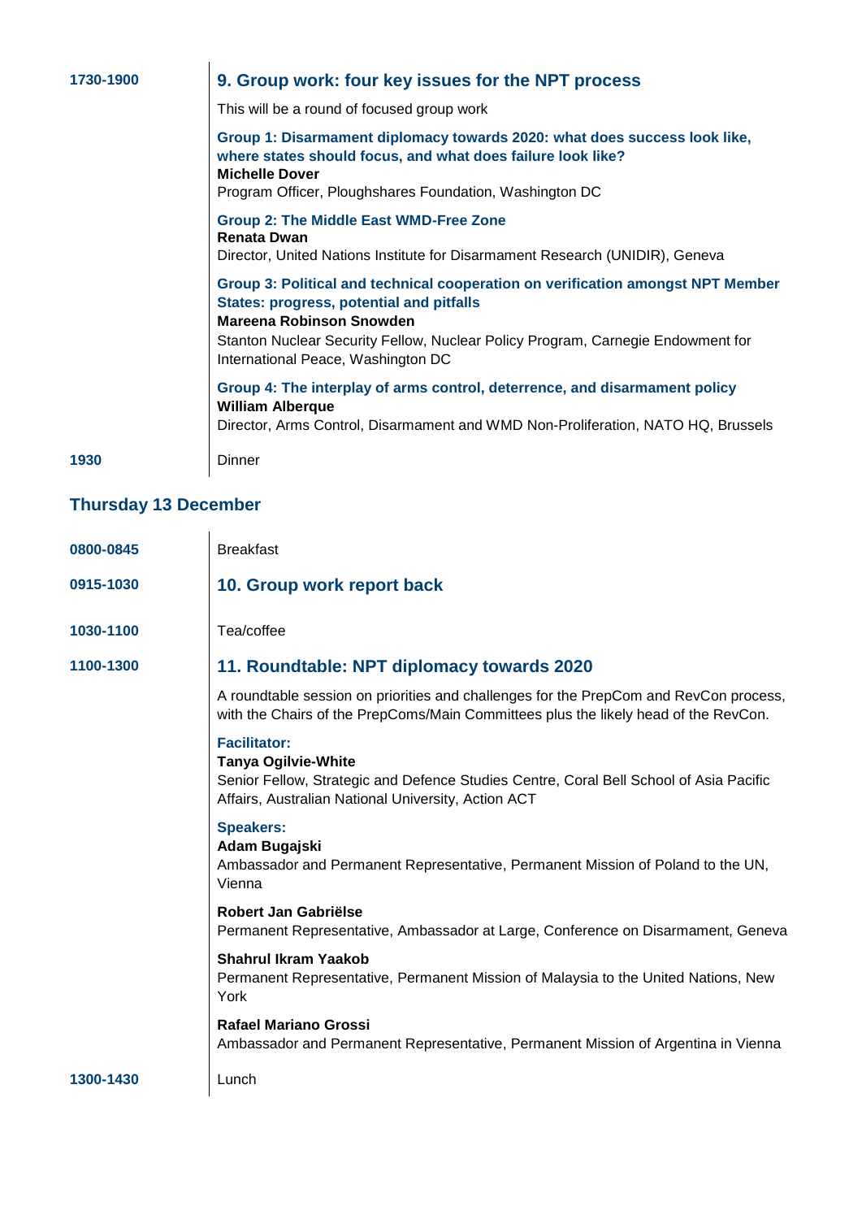**1730-1900**

### 9. Group work: four key issues for the NPT process

This will be a round of focused group work

**Group 1: Disarmament diplomacy towards 2020: what does success look like, where states should focus, and what does failure look like?**
**Michelle Dover**
Program Officer, Ploughshares Foundation, Washington DC

**Group 2: The Middle East WMD-Free Zone**
**Renata Dwan**
Director, United Nations Institute for Disarmament Research (UNIDIR), Geneva

**Group 3: Political and technical cooperation on verification amongst NPT Member States: progress, potential and pitfalls**
**Mareena Robinson Snowden**
Stanton Nuclear Security Fellow, Nuclear Policy Program, Carnegie Endowment for International Peace, Washington DC

**Group 4: The interplay of arms control, deterrence, and disarmament policy**
**William Alberque**
Director, Arms Control, Disarmament and WMD Non-Proliferation, NATO HQ, Brussels

**1930**

Dinner

## Thursday 13 December

**0800-0845**

Breakfast

**0915-1030**

### 10. Group work report back

**1030-1100**

Tea/coffee

**1100-1300**

### 11. Roundtable: NPT diplomacy towards 2020

A roundtable session on priorities and challenges for the PrepCom and RevCon process, with the Chairs of the PrepComs/Main Committees plus the likely head of the RevCon.

**Facilitator:**
**Tanya Ogilvie-White**
Senior Fellow, Strategic and Defence Studies Centre, Coral Bell School of Asia Pacific Affairs, Australian National University, Action ACT

**Speakers:**
**Adam Bugajski**
Ambassador and Permanent Representative, Permanent Mission of Poland to the UN, Vienna

**Robert Jan Gabriëlse**
Permanent Representative, Ambassador at Large, Conference on Disarmament, Geneva

**Shahrul Ikram Yaakob**
Permanent Representative, Permanent Mission of Malaysia to the United Nations, New York

**Rafael Mariano Grossi**
Ambassador and Permanent Representative, Permanent Mission of Argentina in Vienna

**1300-1430**

Lunch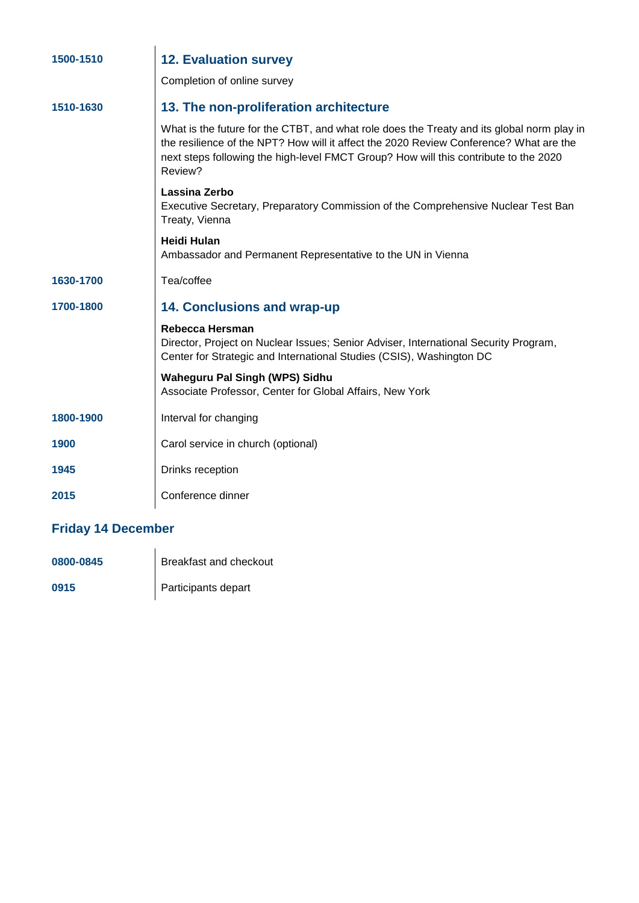**1500-1510**

## 12. Evaluation survey

Completion of online survey

**1510-1630**

## 13. The non-proliferation architecture

What is the future for the CTBT, and what role does the Treaty and its global norm play in the resilience of the NPT? How will it affect the 2020 Review Conference? What are the next steps following the high-level FMCT Group? How will this contribute to the 2020 Review?

**Lassina Zerbo**
Executive Secretary, Preparatory Commission of the Comprehensive Nuclear Test Ban Treaty, Vienna

**Heidi Hulan**
Ambassador and Permanent Representative to the UN in Vienna

**1630-1700**

Tea/coffee

**1700-1800**

## 14. Conclusions and wrap-up

**Rebecca Hersman**
Director, Project on Nuclear Issues; Senior Adviser, International Security Program, Center for Strategic and International Studies (CSIS), Washington DC

**Waheguru Pal Singh (WPS) Sidhu**
Associate Professor, Center for Global Affairs, New York

**1800-1900**

Interval for changing

**1900**

Carol service in church (optional)

**1945**

Drinks reception

**2015**

Conference dinner

## Friday 14 December

**0800-0845**

Breakfast and checkout

**0915**

Participants depart